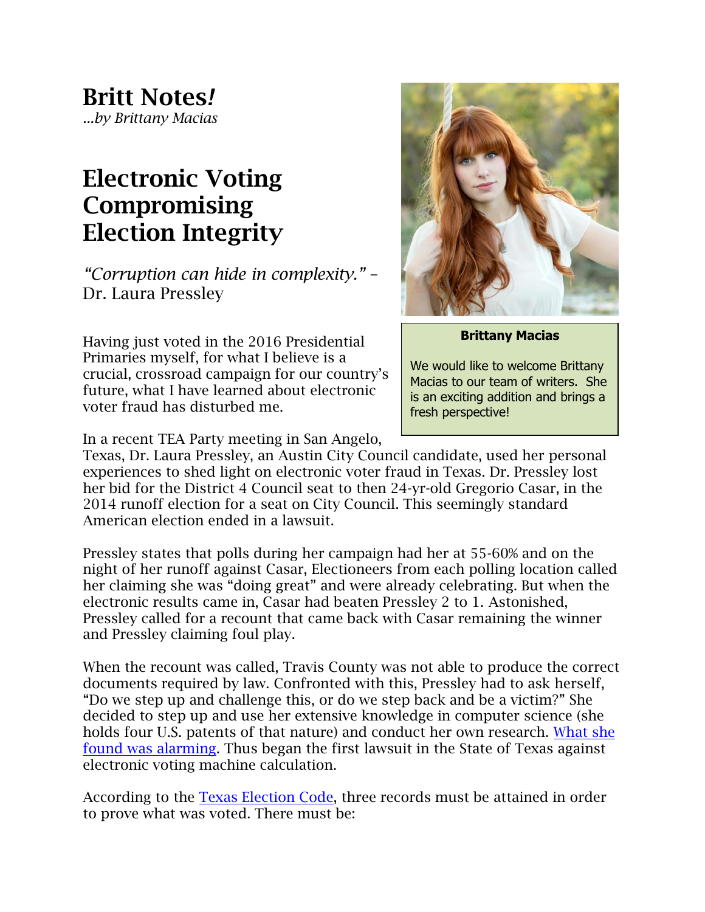# Britt Notes!

*...by Brittany Macias*

## Electronic Voting Compromising Election Integrity

*"Corruption can hide in complexity."* – Dr. Laura Pressley

**Brittany Macias**

We would like to welcome Brittany Macias to our team of writers. She is an exciting addition and brings a fresh perspective!

Having just voted in the 2016 Presidential Primaries myself, for what I believe is a crucial, crossroad campaign for our country's future, what I have learned about electronic voter fraud has disturbed me.

In a recent TEA Party meeting in San Angelo, Texas, Dr. Laura Pressley, an Austin City Council candidate, used her personal experiences to shed light on electronic voter fraud in Texas. Dr. Pressley lost her bid for the District 4 Council seat to then 24-yr-old Gregorio Casar, in the 2014 runoff election for a seat on City Council. This seemingly standard American election ended in a lawsuit.

Pressley states that polls during her campaign had her at 55-60% and on the night of her runoff against Casar, Electioneers from each polling location called her claiming she was "doing great" and were already celebrating. But when the electronic results came in, Casar had beaten Pressley 2 to 1. Astonished, Pressley called for a recount that came back with Casar remaining the winner and Pressley claiming foul play.

When the recount was called, Travis County was not able to produce the correct documents required by law. Confronted with this, Pressley had to ask herself, "Do we step up and challenge this, or do we step back and be a victim?" She decided to step up and use her extensive knowledge in computer science (she holds four U.S. patents of that nature) and conduct her own research. [What she found was alarming](). Thus began the first lawsuit in the State of Texas against electronic voting machine calculation.

According to the [Texas Election Code](), three records must be attained in order to prove what was voted. There must be: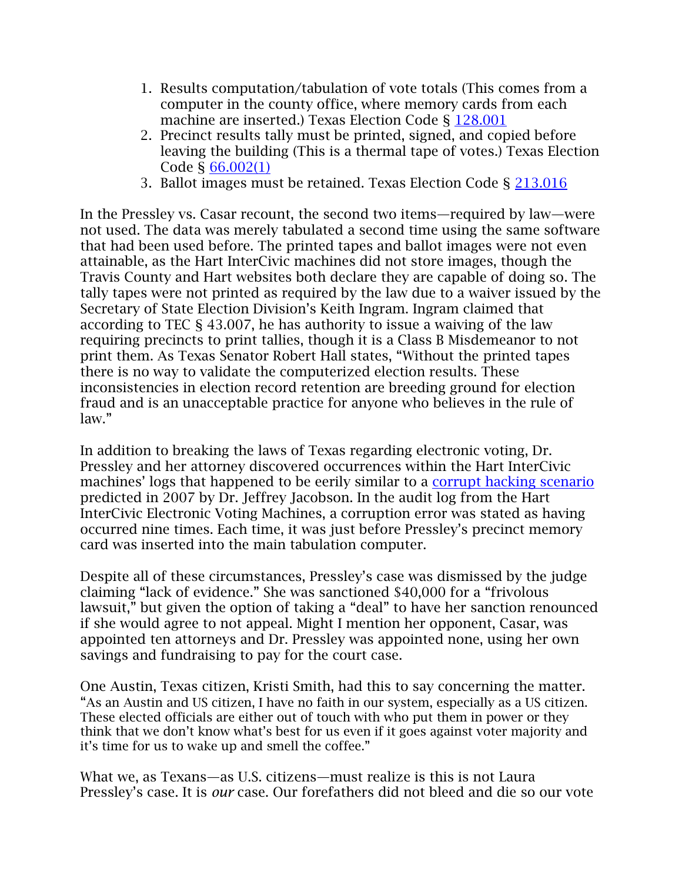1. Results computation/tabulation of vote totals (This comes from a computer in the county office, where memory cards from each machine are inserted.) Texas Election Code § [128.001]
2. Precinct results tally must be printed, signed, and copied before leaving the building (This is a thermal tape of votes.) Texas Election Code § [66.002(1)]
3. Ballot images must be retained. Texas Election Code § [213.016]

In the Pressley vs. Casar recount, the second two items—required by law—were not used. The data was merely tabulated a second time using the same software that had been used before. The printed tapes and ballot images were not even attainable, as the Hart InterCivic machines did not store images, though the Travis County and Hart websites both declare they are capable of doing so. The tally tapes were not printed as required by the law due to a waiver issued by the Secretary of State Election Division's Keith Ingram. Ingram claimed that according to TEC § 43.007, he has authority to issue a waiving of the law requiring precincts to print tallies, though it is a Class B Misdemeanor to not print them. As Texas Senator Robert Hall states, "Without the printed tapes there is no way to validate the computerized election results. These inconsistencies in election record retention are breeding ground for election fraud and is an unacceptable practice for anyone who believes in the rule of law."

In addition to breaking the laws of Texas regarding electronic voting, Dr. Pressley and her attorney discovered occurrences within the Hart InterCivic machines' logs that happened to be eerily similar to a [corrupt hacking scenario] predicted in 2007 by Dr. Jeffrey Jacobson. In the audit log from the Hart InterCivic Electronic Voting Machines, a corruption error was stated as having occurred nine times. Each time, it was just before Pressley's precinct memory card was inserted into the main tabulation computer.

Despite all of these circumstances, Pressley's case was dismissed by the judge claiming "lack of evidence." She was sanctioned $40,000 for a "frivolous lawsuit," but given the option of taking a "deal" to have her sanction renounced if she would agree to not appeal. Might I mention her opponent, Casar, was appointed ten attorneys and Dr. Pressley was appointed none, using her own savings and fundraising to pay for the court case.

One Austin, Texas citizen, Kristi Smith, had this to say concerning the matter. "As an Austin and US citizen, I have no faith in our system, especially as a US citizen. These elected officials are either out of touch with who put them in power or they think that we don't know what's best for us even if it goes against voter majority and it's time for us to wake up and smell the coffee."

What we, as Texans—as U.S. citizens—must realize is this is not Laura Pressley's case. It is *our* case. Our forefathers did not bleed and die so our vote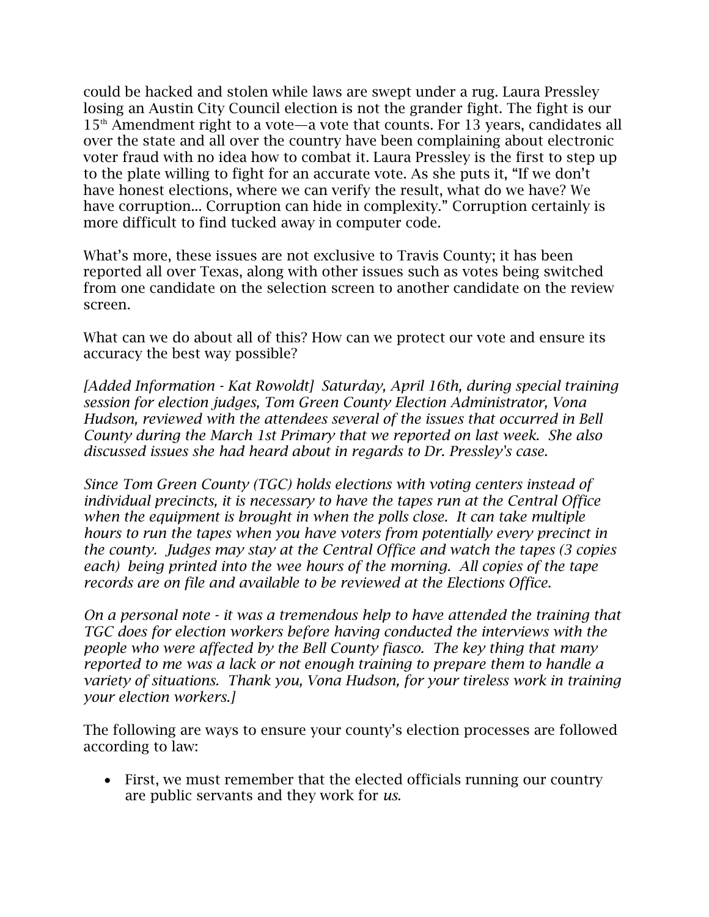could be hacked and stolen while laws are swept under a rug. Laura Pressley losing an Austin City Council election is not the grander fight. The fight is our 15th Amendment right to a vote—a vote that counts. For 13 years, candidates all over the state and all over the country have been complaining about electronic voter fraud with no idea how to combat it. Laura Pressley is the first to step up to the plate willing to fight for an accurate vote. As she puts it, "If we don't have honest elections, where we can verify the result, what do we have? We have corruption... Corruption can hide in complexity." Corruption certainly is more difficult to find tucked away in computer code.

What's more, these issues are not exclusive to Travis County; it has been reported all over Texas, along with other issues such as votes being switched from one candidate on the selection screen to another candidate on the review screen.

What can we do about all of this? How can we protect our vote and ensure its accuracy the best way possible?

*[Added Information - Kat Rowoldt] Saturday, April 16th, during special training session for election judges, Tom Green County Election Administrator, Vona Hudson, reviewed with the attendees several of the issues that occurred in Bell County during the March 1st Primary that we reported on last week. She also discussed issues she had heard about in regards to Dr. Pressley's case.*

*Since Tom Green County (TGC) holds elections with voting centers instead of individual precincts, it is necessary to have the tapes run at the Central Office when the equipment is brought in when the polls close. It can take multiple hours to run the tapes when you have voters from potentially every precinct in the county. Judges may stay at the Central Office and watch the tapes (3 copies each) being printed into the wee hours of the morning. All copies of the tape records are on file and available to be reviewed at the Elections Office.*

*On a personal note - it was a tremendous help to have attended the training that TGC does for election workers before having conducted the interviews with the people who were affected by the Bell County fiasco. The key thing that many reported to me was a lack or not enough training to prepare them to handle a variety of situations. Thank you, Vona Hudson, for your tireless work in training your election workers.]*

The following are ways to ensure your county's election processes are followed according to law:

- First, we must remember that the elected officials running our country are public servants and they work for *us*.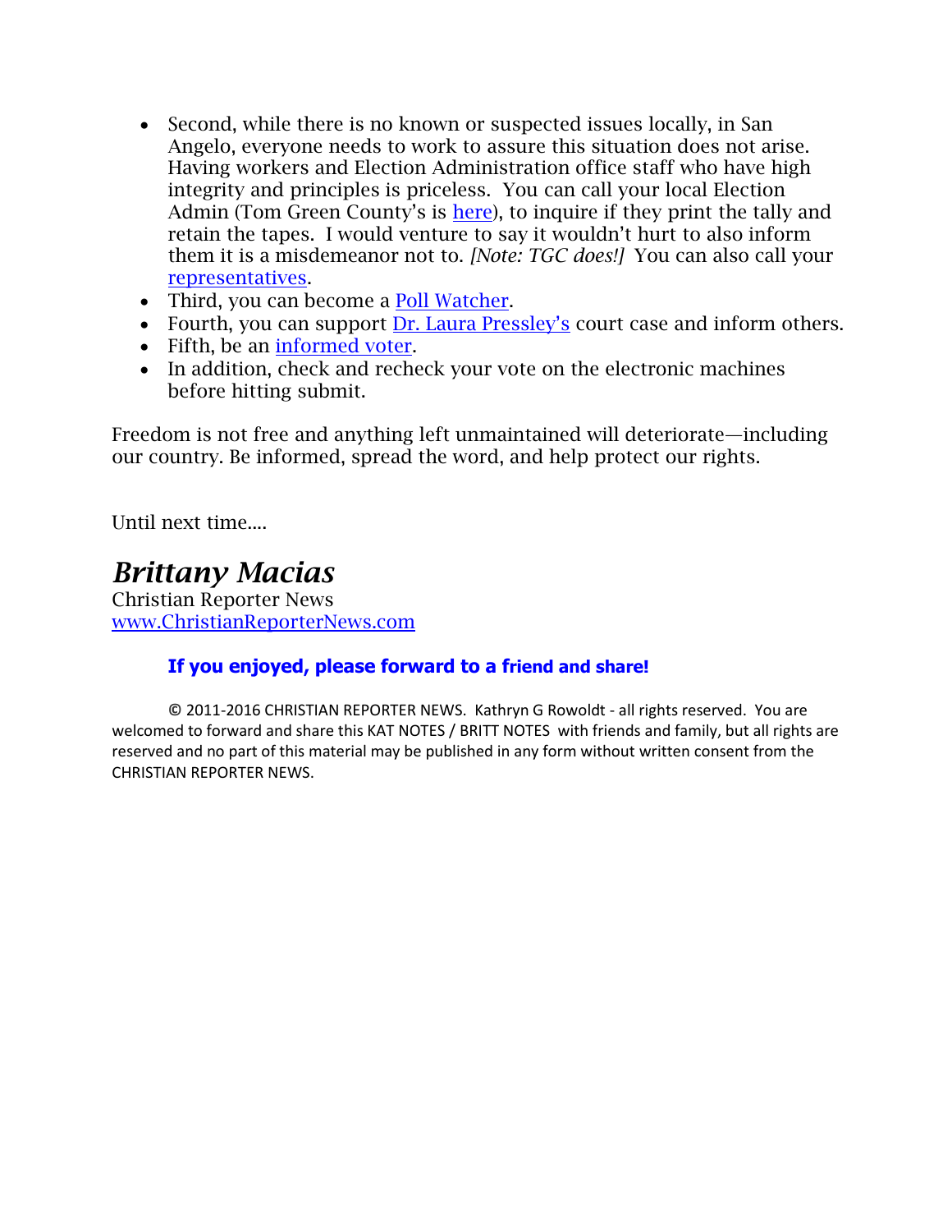- Second, while there is no known or suspected issues locally, in San Angelo, everyone needs to work to assure this situation does not arise. Having workers and Election Administration office staff who have high integrity and principles is priceless. You can call your local Election Admin (Tom Green County's is here), to inquire if they print the tally and retain the tapes. I would venture to say it wouldn't hurt to also inform them it is a misdemeanor not to. *[Note: TGC does!]* You can also call your representatives.
- Third, you can become a Poll Watcher.
- Fourth, you can support Dr. Laura Pressley's court case and inform others.
- Fifth, be an informed voter.
- In addition, check and recheck your vote on the electronic machines before hitting submit.

Freedom is not free and anything left unmaintained will deteriorate—including our country. Be informed, spread the word, and help protect our rights.

Until next time….

***Brittany Macias***
Christian Reporter News
www.ChristianReporterNews.com

**If you enjoyed, please forward to a friend and share!**

© 2011-2016 CHRISTIAN REPORTER NEWS. Kathryn G Rowoldt - all rights reserved. You are welcomed to forward and share this KAT NOTES / BRITT NOTES with friends and family, but all rights are reserved and no part of this material may be published in any form without written consent from the CHRISTIAN REPORTER NEWS.